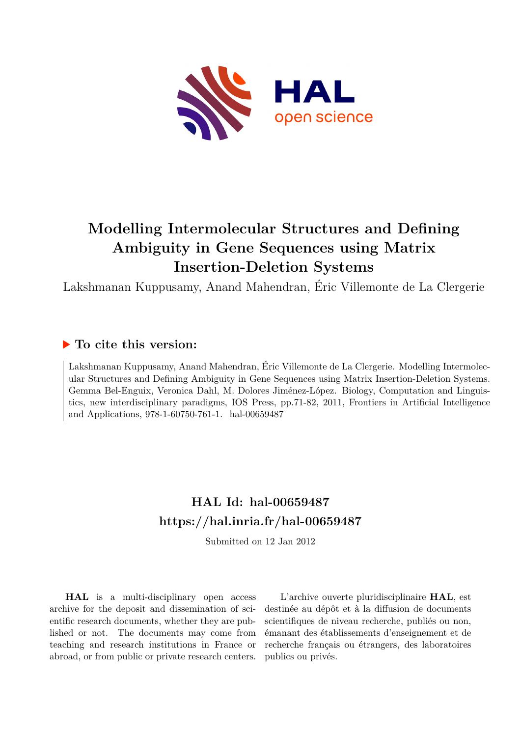# Modelling Intermolecular Structures and Defining Ambiguity in Gene Sequences using Matrix Insertion-Deletion Systems

Lakshmanan Kuppusamy, Anand Mahendran, Éric Villemonte de La Clergerie

## ▶ To cite this version:

Lakshmanan Kuppusamy, Anand Mahendran, Éric Villemonte de La Clergerie. Modelling Intermolecular Structures and Defining Ambiguity in Gene Sequences using Matrix Insertion-Deletion Systems. Gemma Bel-Enguix, Veronica Dahl, M. Dolores Jiménez-López. Biology, Computation and Linguistics, new interdisciplinary paradigms, IOS Press, pp.71-82, 2011, Frontiers in Artificial Intelligence and Applications, 978-1-60750-761-1. hal-00659487

## HAL Id: hal-00659487
## https://hal.inria.fr/hal-00659487

Submitted on 12 Jan 2012

**HAL** is a multi-disciplinary open access archive for the deposit and dissemination of scientific research documents, whether they are published or not. The documents may come from teaching and research institutions in France or abroad, or from public or private research centers.

L'archive ouverte pluridisciplinaire **HAL**, est destinée au dépôt et à la diffusion de documents scientifiques de niveau recherche, publiés ou non, émanant des établissements d'enseignement et de recherche français ou étrangers, des laboratoires publics ou privés.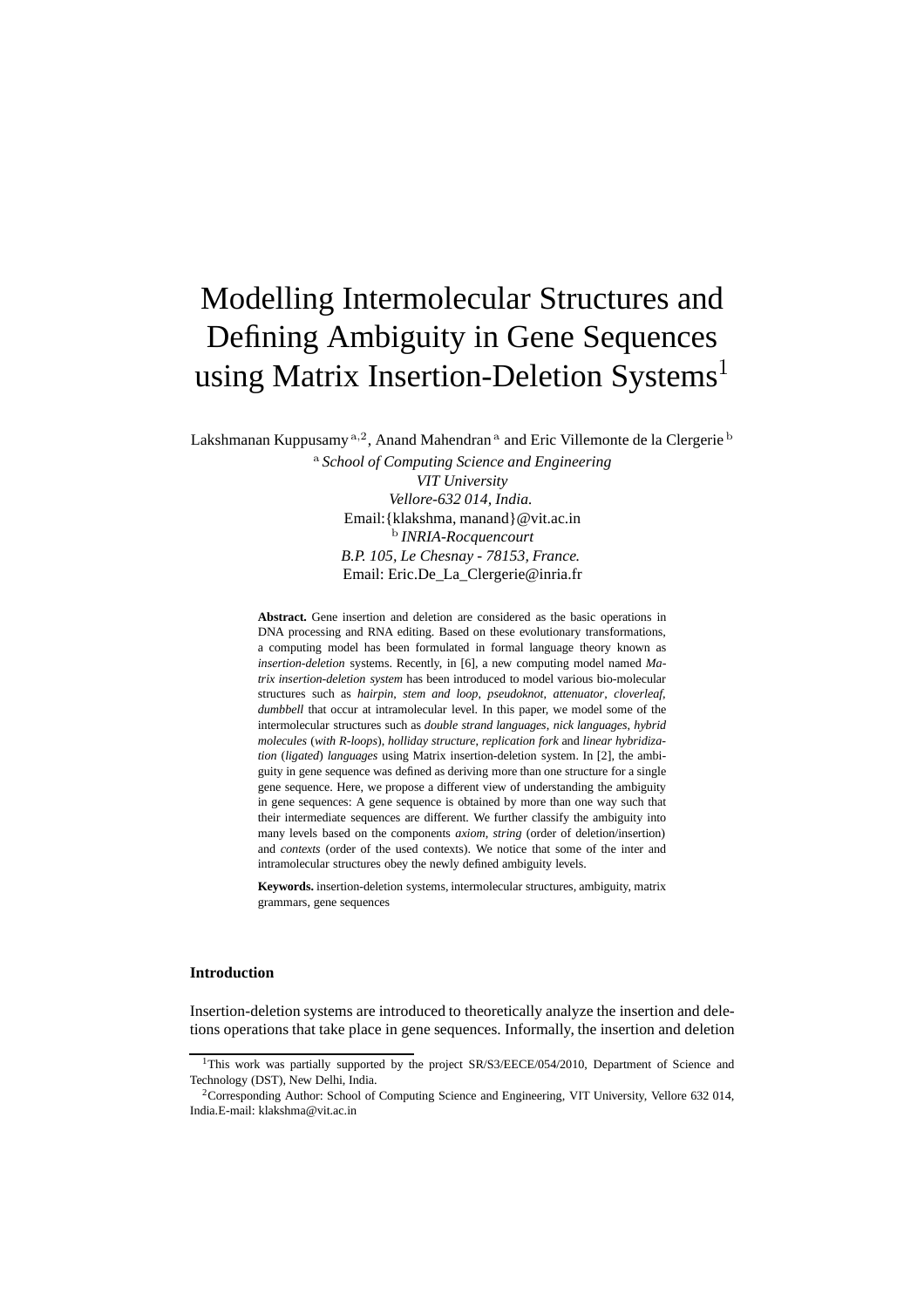# Modelling Intermolecular Structures and Defining Ambiguity in Gene Sequences using Matrix Insertion-Deletion Systems[1]

Lakshmanan Kuppusamy [a,2], Anand Mahendran [a] and Eric Villemonte de la Clergerie [b]

[a] *School of Computing Science and Engineering*
*VIT University*
*Vellore-632 014, India.*
Email:{klakshma, manand}@vit.ac.in
[b] *INRIA-Rocqencourt*
*B.P. 105, Le Chesnay - 78153, France.*
Email: Eric.De_La_Clergerie@inria.fr

**Abstract.** Gene insertion and deletion are considered as the basic operations in DNA processing and RNA editing. Based on these evolutionary transformations, a computing model has been formulated in formal language theory known as *insertion-deletion* systems. Recently, in [6], a new computing model named *Matrix insertion-deletion system* has been introduced to model various bio-molecular structures such as *hairpin*, *stem and loop*, *pseudoknot*, *attenuator*, *cloverleaf*, *dumbbell* that occur at intramolecular level. In this paper, we model some of the intermolecular structures such as *double strand languages*, *nick languages*, *hybrid molecules* (*with R-loops*), *holliday structure*, *replication fork* and *linear hybridization* (*ligated*) *languages* using Matrix insertion-deletion system. In [2], the ambiguity in gene sequence was defined as deriving more than one structure for a single gene sequence. Here, we propose a different view of understanding the ambiguity in gene sequences: A gene sequence is obtained by more than one way such that their intermediate sequences are different. We further classify the ambiguity into many levels based on the components *axiom*, *string* (order of deletion/insertion) and *contexts* (order of the used contexts). We notice that some of the inter and intramolecular structures obey the newly defined ambiguity levels.

**Keywords.** insertion-deletion systems, intermolecular structures, ambiguity, matrix grammars, gene sequences

#### Introduction

Insertion-deletion systems are introduced to theoretically analyze the insertion and deletions operations that take place in gene sequences. Informally, the insertion and deletion

---

[1] This work was partially supported by the project SR/S3/EECE/054/2010, Department of Science and Technology (DST), New Delhi, India.

[2] Corresponding Author: School of Computing Science and Engineering, VIT University, Vellore 632 014, India.E-mail: klakshma@vit.ac.in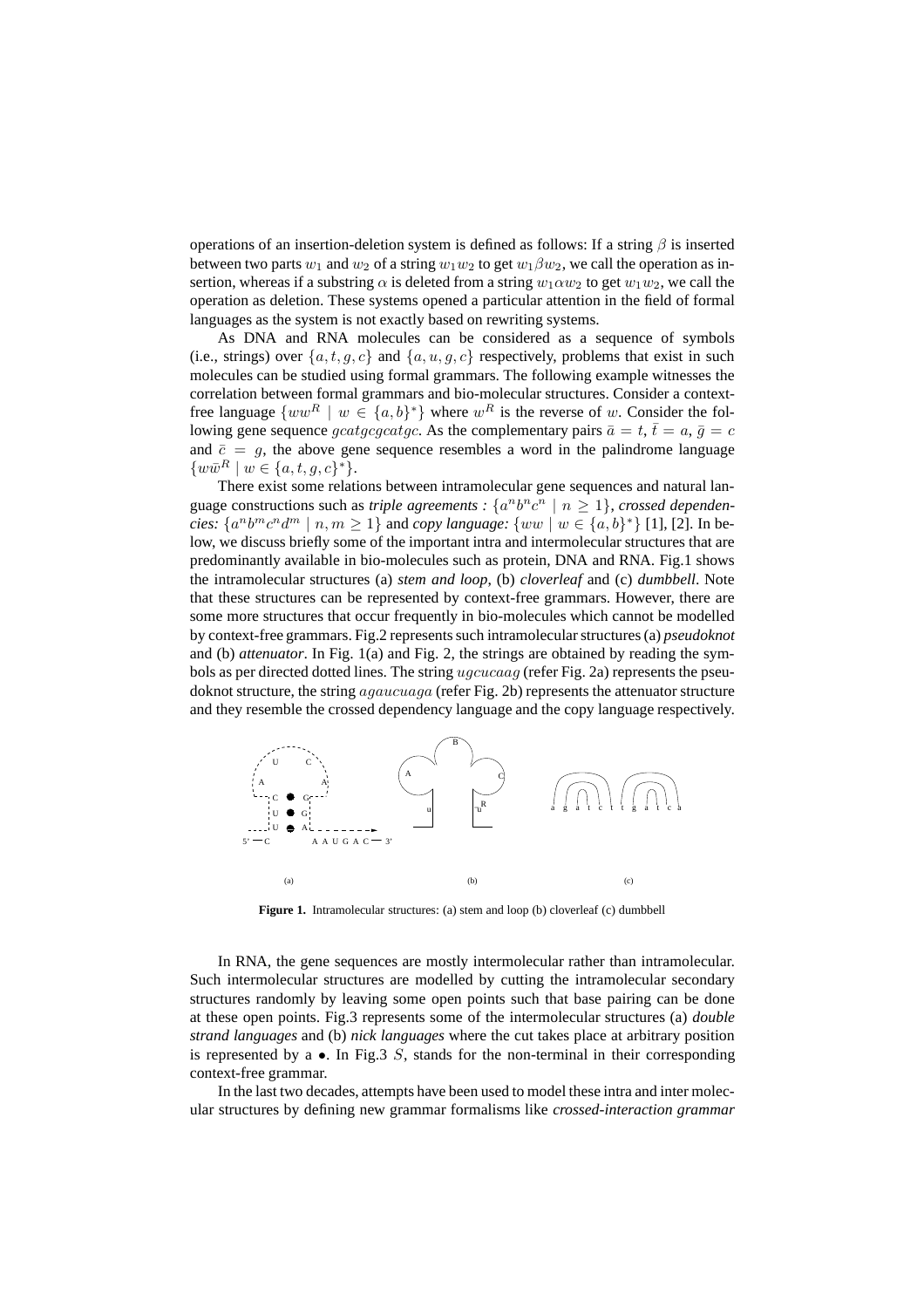operations of an insertion-deletion system is defined as follows: If a string $\beta$ is inserted between two parts $w_1$ and $w_2$ of a string $w_1w_2$ to get $w_1\beta w_2$, we call the operation as insertion, whereas if a substring $\alpha$ is deleted from a string $w_1\alpha w_2$ to get $w_1w_2$, we call the operation as deletion. These systems opened a particular attention in the field of formal languages as the system is not exactly based on rewriting systems.

As DNA and RNA molecules can be considered as a sequence of symbols (i.e., strings) over $\{a, t, g, c\}$ and $\{a, u, g, c\}$ respectively, problems that exist in such molecules can be studied using formal grammars. The following example witnesses the correlation between formal grammars and bio-molecular structures. Consider a context-free language $\{ww^R \mid w \in \{a, b\}^*\}$ where $w^R$ is the reverse of $w$. Consider the following gene sequence $gcatgcgcatgc$. As the complementary pairs $\bar{a} = t$, $\bar{t} = a$, $\bar{g} = c$ and $\bar{c} = g$, the above gene sequence resembles a word in the palindrome language $\{w\bar{w}^R \mid w \in \{a, t, g, c\}^*\}$.

There exist some relations between intramolecular gene sequences and natural language constructions such as *triple agreements :* $\{a^nb^nc^n \mid n \geq 1\}$, *crossed dependencies:* $\{a^nb^mc^nd^m \mid n, m \geq 1\}$ and *copy language:* $\{ww \mid w \in \{a, b\}^*\}$ [1], [2]. In below, we discuss briefly some of the important intra and intermolecular structures that are predominantly available in bio-molecules such as protein, DNA and RNA. Fig.1 shows the intramolecular structures (a) *stem and loop*, (b) *cloverleaf* and (c) *dumbbell*. Note that these structures can be represented by context-free grammars. However, there are some more structures that occur frequently in bio-molecules which cannot be modelled by context-free grammars. Fig.2 represents such intramolecular structures (a) *pseudoknot* and (b) *attenuator*. In Fig. 1(a) and Fig. 2, the strings are obtained by reading the symbols as per directed dotted lines. The string $ugcucaag$ (refer Fig. 2a) represents the pseudoknot structure, the string $agaucuaga$ (refer Fig. 2b) represents the attenuator structure and they resemble the crossed dependency language and the copy language respectively.

**Figure 1.** Intramolecular structures: (a) stem and loop (b) cloverleaf (c) dumbbell

In RNA, the gene sequences are mostly intermolecular rather than intramolecular. Such intermolecular structures are modelled by cutting the intramolecular secondary structures randomly by leaving some open points such that base pairing can be done at these open points. Fig.3 represents some of the intermolecular structures (a) *double strand languages* and (b) *nick languages* where the cut takes place at arbitrary position is represented by a $\bullet$. In Fig.3 $S$, stands for the non-terminal in their corresponding context-free grammar.

In the last two decades, attempts have been used to model these intra and inter molecular structures by defining new grammar formalisms like *crossed-interaction grammar*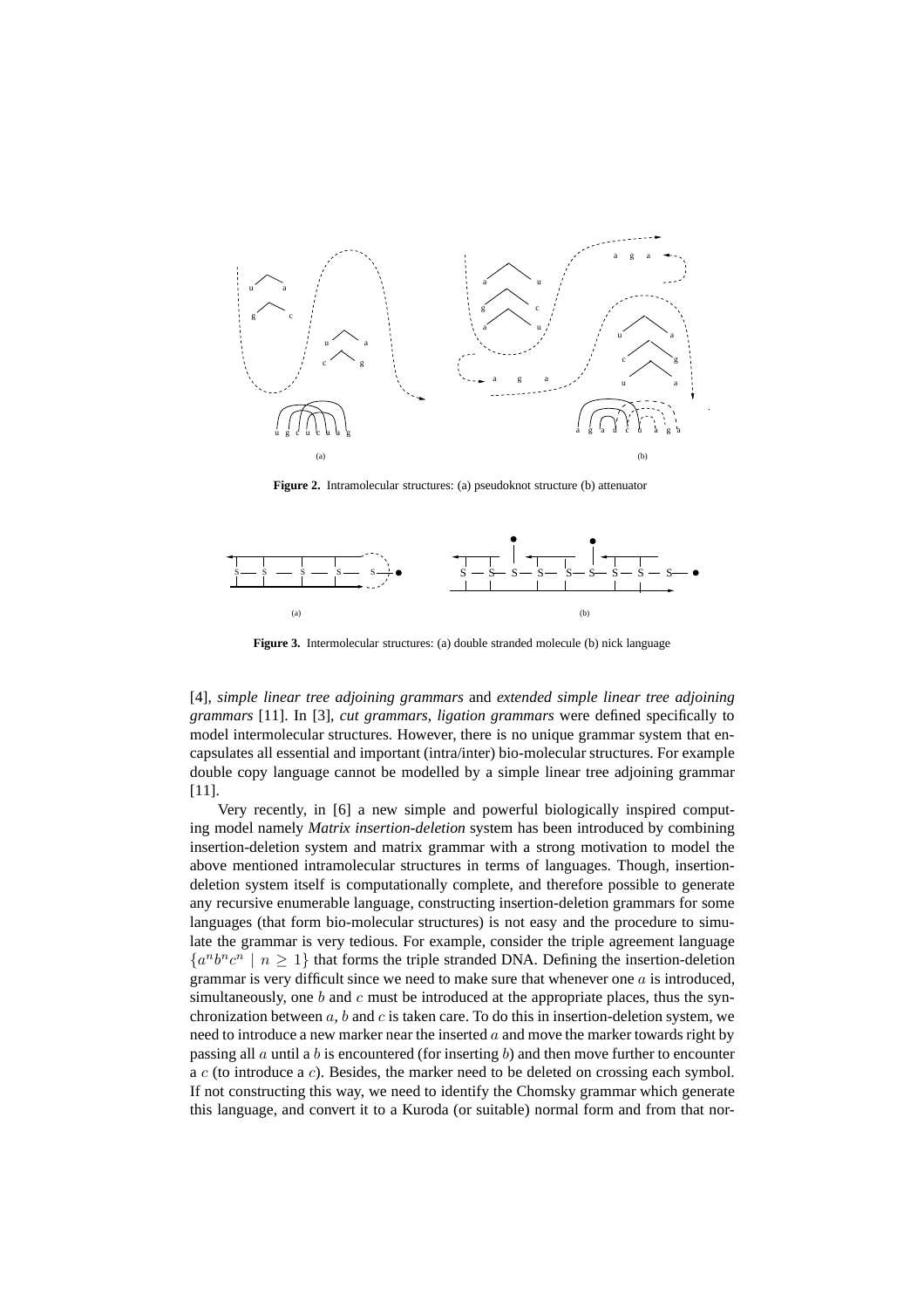**Figure 2.** Intramolecular structures: (a) pseudoknot structure (b) attenuator

**Figure 3.** Intermolecular structures: (a) double stranded molecule (b) nick language

[4], *simple linear tree adjoining grammars* and *extended simple linear tree adjoining grammars* [11]. In [3], *cut grammars*, *ligation grammars* were defined specifically to model intermolecular structures. However, there is no unique grammar system that encapsulates all essential and important (intra/inter) bio-molecular structures. For example double copy language cannot be modelled by a simple linear tree adjoining grammar [11].

Very recently, in [6] a new simple and powerful biologically inspired computing model namely *Matrix insertion-deletion* system has been introduced by combining insertion-deletion system and matrix grammar with a strong motivation to model the above mentioned intramolecular structures in terms of languages. Though, insertion-deletion system itself is computationally complete, and therefore possible to generate any recursive enumerable language, constructing insertion-deletion grammars for some languages (that form bio-molecular structures) is not easy and the procedure to simulate the grammar is very tedious. For example, consider the triple agreement language $\{a^n b^n c^n \mid n \geq 1\}$ that forms the triple stranded DNA. Defining the insertion-deletion grammar is very difficult since we need to make sure that whenever one $a$ is introduced, simultaneously, one $b$ and $c$ must be introduced at the appropriate places, thus the synchronization between $a$, $b$ and $c$ is taken care. To do this in insertion-deletion system, we need to introduce a new marker near the inserted $a$ and move the marker towards right by passing all $a$ until a $b$ is encountered (for inserting $b$) and then move further to encounter a $c$ (to introduce a $c$). Besides, the marker need to be deleted on crossing each symbol. If not constructing this way, we need to identify the Chomsky grammar which generate this language, and convert it to a Kuroda (or suitable) normal form and from that nor-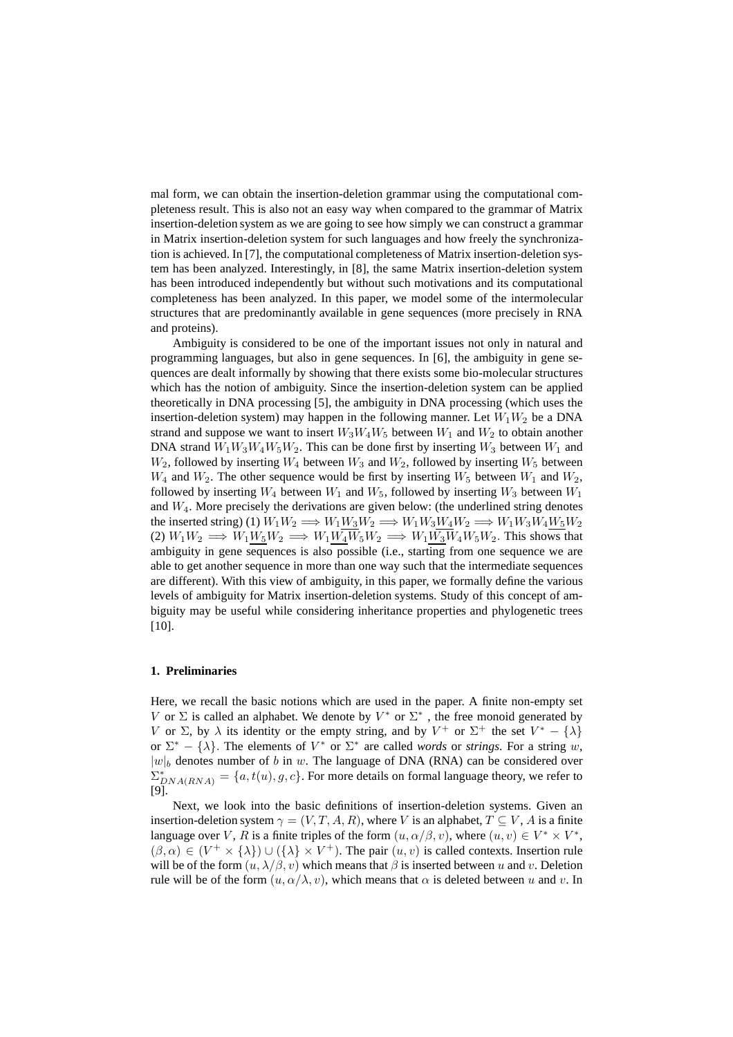mal form, we can obtain the insertion-deletion grammar using the computational completeness result. This is also not an easy way when compared to the grammar of Matrix insertion-deletion system as we are going to see how simply we can construct a grammar in Matrix insertion-deletion system for such languages and how freely the synchronization is achieved. In [7], the computational completeness of Matrix insertion-deletion system has been analyzed. Interestingly, in [8], the same Matrix insertion-deletion system has been introduced independently but without such motivations and its computational completeness has been analyzed. In this paper, we model some of the intermolecular structures that are predominantly available in gene sequences (more precisely in RNA and proteins).

Ambiguity is considered to be one of the important issues not only in natural and programming languages, but also in gene sequences. In [6], the ambiguity in gene sequences are dealt informally by showing that there exists some bio-molecular structures which has the notion of ambiguity. Since the insertion-deletion system can be applied theoretically in DNA processing [5], the ambiguity in DNA processing (which uses the insertion-deletion system) may happen in the following manner. Let $W_1W_2$ be a DNA strand and suppose we want to insert $W_3W_4W_5$ between $W_1$ and $W_2$ to obtain another DNA strand $W_1W_3W_4W_5W_2$. This can be done first by inserting $W_3$ between $W_1$ and $W_2$, followed by inserting $W_4$ between $W_3$ and $W_2$, followed by inserting $W_5$ between $W_4$ and $W_2$. The other sequence would be first by inserting $W_5$ between $W_1$ and $W_2$, followed by inserting $W_4$ between $W_1$ and $W_5$, followed by inserting $W_3$ between $W_1$ and $W_4$. More precisely the derivations are given below: (the underlined string denotes the inserted string) (1) $W_1W_2 \Longrightarrow W_1\underline{W_3}W_2 \Longrightarrow W_1W_3\underline{W_4}W_2 \Longrightarrow W_1W_3W_4\underline{W_5}W_2$ (2) $W_1W_2 \Longrightarrow W_1\underline{W_5}W_2 \Longrightarrow W_1\underline{W_4}W_5W_2 \Longrightarrow W_1\underline{W_3}W_4W_5W_2$. This shows that ambiguity in gene sequences is also possible (i.e., starting from one sequence we are able to get another sequence in more than one way such that the intermediate sequences are different). With this view of ambiguity, in this paper, we formally define the various levels of ambiguity for Matrix insertion-deletion systems. Study of this concept of ambiguity may be useful while considering inheritance properties and phylogenetic trees [10].

## 1. Preliminaries

Here, we recall the basic notions which are used in the paper. A finite non-empty set $V$ or $\Sigma$ is called an alphabet. We denote by $V^*$ or $\Sigma^*$ , the free monoid generated by $V$ or $\Sigma$, by $\lambda$ its identity or the empty string, and by $V^+$ or $\Sigma^+$ the set $V^* - \{\lambda\}$ or $\Sigma^* - \{\lambda\}$. The elements of $V^*$ or $\Sigma^*$ are called *words* or *strings*. For a string $w$, $|w|_b$ denotes number of $b$ in $w$. The language of DNA (RNA) can be considered over $\Sigma^*_{DNA(RNA)} = \{a, t(u), g, c\}$. For more details on formal language theory, we refer to [9].

Next, we look into the basic definitions of insertion-deletion systems. Given an insertion-deletion system $\gamma = (V, T, A, R)$, where $V$ is an alphabet, $T \subseteq V$, $A$ is a finite language over $V$, $R$ is a finite triples of the form $(u, \alpha/\beta, v)$, where $(u, v) \in V^* \times V^*$, $(\beta, \alpha) \in (V^+ \times \{\lambda\}) \cup (\{\lambda\} \times V^+)$. The pair $(u, v)$ is called contexts. Insertion rule will be of the form $(u, \lambda/\beta, v)$ which means that $\beta$ is inserted between $u$ and $v$. Deletion rule will be of the form $(u, \alpha/\lambda, v)$, which means that $\alpha$ is deleted between $u$ and $v$. In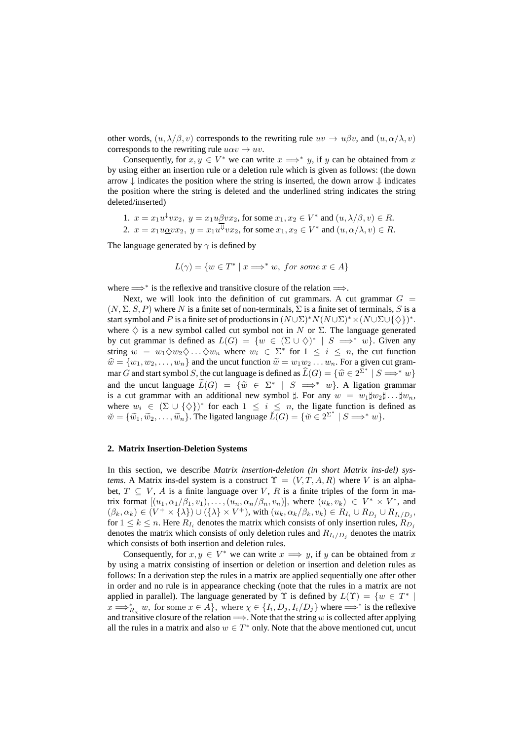other words, $(u, \lambda/\beta, v)$ corresponds to the rewriting rule $uv \to u\beta v$, and $(u, \alpha/\lambda, v)$ corresponds to the rewriting rule $u\alpha v \to uv$.

Consequently, for $x, y \in V^*$ we can write $x \Longrightarrow^* y$, if $y$ can be obtained from $x$ by using either an insertion rule or a deletion rule which is given as follows: (the down arrow $\downarrow$ indicates the position where the string is inserted, the down arrow $\Downarrow$ indicates the position where the string is deleted and the underlined string indicates the string deleted/inserted)

1. $x = x_1 u^{\downarrow} v x_2,\ y = x_1 u \underline{\beta} v x_2$, for some $x_1, x_2 \in V^*$ and $(u, \lambda/\beta, v) \in R$.
2. $x = x_1 u \underline{\alpha} v x_2,\ y = x_1 u^{\Downarrow} v x_2$, for some $x_1, x_2 \in V^*$ and $(u, \alpha/\lambda, v) \in R$.

The language generated by $\gamma$ is defined by

$$L(\gamma) = \{w \in T^* \mid x \Longrightarrow^* w,\ for\ some\ x \in A\}$$

where $\Longrightarrow^*$ is the reflexive and transitive closure of the relation $\Longrightarrow$.

Next, we will look into the definition of cut grammars. A cut grammar $G = (N, \Sigma, S, P)$ where $N$ is a finite set of non-terminals, $\Sigma$ is a finite set of terminals, $S$ is a start symbol and $P$ is a finite set of productions in $(N \cup \Sigma)^* N (N \cup \Sigma)^* \times (N \cup \Sigma \cup \{\diamondsuit\})^*$. where $\diamondsuit$ is a new symbol called cut symbol not in $N$ or $\Sigma$. The language generated by cut grammar is defined as $L(G) = \{w \in (\Sigma \cup \diamondsuit)^* \mid S \Longrightarrow^* w\}$. Given any string $w = w_1 \diamondsuit w_2 \diamondsuit \ldots \diamondsuit w_n$ where $w_i \in \Sigma^*$ for $1 \leq i \leq n$, the cut function $\widehat{w} = \{w_1, w_2, \ldots, w_n\}$ and the uncut function $\widetilde{w} = w_1 w_2 \ldots w_n$. For a given cut grammar $G$ and start symbol $S$, the cut language is defined as $\widehat{L}(G) = \{\widehat{w} \in 2^{\Sigma^*} \mid S \Longrightarrow^* w\}$ and the uncut language $\widetilde{L}(G) = \{\widetilde{w} \in \Sigma^* \mid S \Longrightarrow^* w\}$. A ligation grammar is a cut grammar with an additional new symbol $\sharp$. For any $w = w_1 \sharp w_2 \sharp \ldots \sharp w_n$, where $w_i \in (\Sigma \cup \{\diamondsuit\})^*$ for each $1 \leq i \leq n$, the ligate function is defined as $\breve{w} = \{\widetilde{w}_1, \widetilde{w}_2, \ldots, \widetilde{w}_n\}$. The ligated language $\breve{L}(G) = \{\breve{w} \in 2^{\Sigma^*} \mid S \Longrightarrow^* w\}$.

## 2. Matrix Insertion-Deletion Systems

In this section, we describe *Matrix insertion-deletion (in short Matrix ins-del) systems*. A Matrix ins-del system is a construct $\Upsilon = (V, T, A, R)$ where $V$ is an alphabet, $T \subseteq V$, $A$ is a finite language over $V$, $R$ is a finite triples of the form in matrix format $[(u_1, \alpha_1/\beta_1, v_1), \ldots, (u_n, \alpha_n/\beta_n, v_n)]$, where $(u_k, v_k) \in V^* \times V^*$, and $(\beta_k, \alpha_k) \in (V^+ \times \{\lambda\}) \cup (\{\lambda\} \times V^+)$, with $(u_k, \alpha_k/\beta_k, v_k) \in R_{I_i} \cup R_{D_j} \cup R_{I_i/D_j}$, for $1 \leq k \leq n$. Here $R_{I_i}$ denotes the matrix which consists of only insertion rules, $R_{D_j}$ denotes the matrix which consists of only deletion rules and $R_{I_i/D_j}$ denotes the matrix which consists of both insertion and deletion rules.

Consequently, for $x, y \in V^*$ we can write $x \Longrightarrow y$, if $y$ can be obtained from $x$ by using a matrix consisting of insertion or deletion or insertion and deletion rules as follows: In a derivation step the rules in a matrix are applied sequentially one after other in order and no rule is in appearance checking (note that the rules in a matrix are not applied in parallel). The language generated by $\Upsilon$ is defined by $L(\Upsilon) = \{w \in T^* \mid x \Longrightarrow^*_{R_\chi} w,\ \text{for some } x \in A\},\ \text{where } \chi \in \{I_i, D_j, I_i/D_j\}$ where $\Longrightarrow^*$ is the reflexive and transitive closure of the relation $\Longrightarrow$. Note that the string $w$ is collected after applying all the rules in a matrix and also $w \in T^*$ only. Note that the above mentioned cut, uncut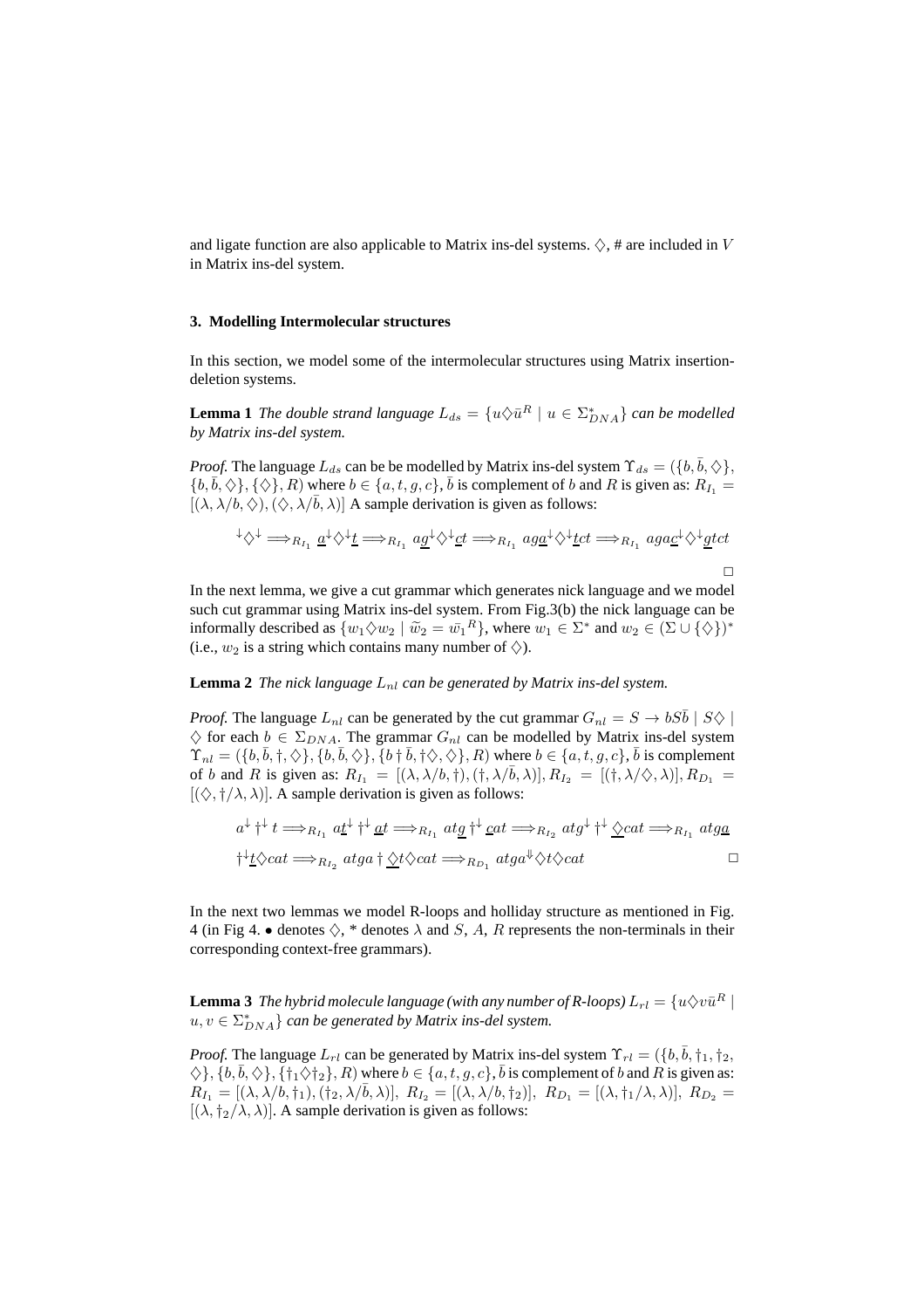and ligate function are also applicable to Matrix ins-del systems. $\diamondsuit$, # are included in $V$ in Matrix ins-del system.

### 3. Modelling Intermolecular structures

In this section, we model some of the intermolecular structures using Matrix insertion-deletion systems.

**Lemma 1** *The double strand language $L_{ds} = \{u\diamondsuit\bar{u}^R \mid u \in \Sigma^*_{DNA}\}$ can be modelled by Matrix ins-del system.*

*Proof.* The language $L_{ds}$ can be be modelled by Matrix ins-del system $\Upsilon_{ds} = (\{b, \bar{b}, \diamondsuit\}, \{b, \bar{b}, \diamondsuit\}, \{\diamondsuit\}, R)$ where $b \in \{a, t, g, c\}$, $\bar{b}$ is complement of $b$ and $R$ is given as: $R_{I_1} = [(\lambda, \lambda/b, \diamondsuit), (\diamondsuit, \lambda/\bar{b}, \lambda)]$ A sample derivation is given as follows:

$$^{\downarrow}\diamondsuit^{\downarrow} \Longrightarrow_{R_{I_1}} \underline{a}^{\downarrow}\diamondsuit^{\downarrow}\underline{t} \Longrightarrow_{R_{I_1}} a\underline{g}^{\downarrow}\diamondsuit^{\downarrow}\underline{c}t \Longrightarrow_{R_{I_1}} ag\underline{a}^{\downarrow}\diamondsuit^{\downarrow}\underline{t}ct \Longrightarrow_{R_{I_1}} aga\underline{c}^{\downarrow}\diamondsuit^{\downarrow}\underline{g}tct$$

$\square$

In the next lemma, we give a cut grammar which generates nick language and we model such cut grammar using Matrix ins-del system. From Fig.3(b) the nick language can be informally described as $\{w_1\diamondsuit w_2 \mid \tilde{w}_2 = \bar{w_1}^R\}$, where $w_1 \in \Sigma^*$ and $w_2 \in (\Sigma \cup \{\diamondsuit\})^*$ (i.e., $w_2$ is a string which contains many number of $\diamondsuit$).

**Lemma 2** *The nick language $L_{nl}$ can be generated by Matrix ins-del system.*

*Proof.* The language $L_{nl}$ can be generated by the cut grammar $G_{nl} = S \rightarrow bS\bar{b} \mid S\diamondsuit \mid \diamondsuit$ for each $b \in \Sigma_{DNA}$. The grammar $G_{nl}$ can be modelled by Matrix ins-del system $\Upsilon_{nl} = (\{b, \bar{b}, \dagger, \diamondsuit\}, \{b, \bar{b}, \diamondsuit\}, \{b \dagger \bar{b}, \dagger\diamondsuit, \diamondsuit\}, R)$ where $b \in \{a, t, g, c\}$, $\bar{b}$ is complement of $b$ and $R$ is given as: $R_{I_1} = [(\lambda, \lambda/b, \dagger), (\dagger, \lambda/\bar{b}, \lambda)], R_{I_2} = [(\dagger, \lambda/\diamondsuit, \lambda)], R_{D_1} = [(\diamondsuit, \dagger/\lambda, \lambda)]$. A sample derivation is given as follows:

$$a^{\downarrow} \dagger^{\downarrow} t \Longrightarrow_{R_{I_1}} a\underline{t}^{\downarrow} \dagger^{\downarrow} \underline{a}t \Longrightarrow_{R_{I_1}} at\underline{g} \dagger^{\downarrow} \underline{c}at \Longrightarrow_{R_{I_2}} atg^{\downarrow} \dagger^{\downarrow} \underline{\diamondsuit}cat \Longrightarrow_{R_{I_1}} atg\underline{a}$$
$$\dagger^{\downarrow}\underline{t}\diamondsuit cat \Longrightarrow_{R_{I_2}} atga \dagger \underline{\diamondsuit}t\diamondsuit cat \Longrightarrow_{R_{D_1}} atga^{\Downarrow}\diamondsuit t\diamondsuit cat$$

$\square$

In the next two lemmas we model R-loops and holliday structure as mentioned in Fig. 4 (in Fig 4. $\bullet$ denotes $\diamondsuit$, * denotes $\lambda$ and $S$, $A$, $R$ represents the non-terminals in their corresponding context-free grammars).

**Lemma 3** *The hybrid molecule language (with any number of R-loops) $L_{rl} = \{u\diamondsuit v\bar{u}^R \mid u, v \in \Sigma^*_{DNA}\}$ can be generated by Matrix ins-del system.*

*Proof.* The language $L_{rl}$ can be generated by Matrix ins-del system $\Upsilon_{rl} = (\{b, \bar{b}, \dagger_1, \dagger_2, \diamondsuit\}, \{b, \bar{b}, \diamondsuit\}, \{\dagger_1\diamondsuit\dagger_2\}, R)$ where $b \in \{a, t, g, c\}$, $\bar{b}$ is complement of $b$ and $R$ is given as: $R_{I_1} = [(\lambda, \lambda/b, \dagger_1), (\dagger_2, \lambda/\bar{b}, \lambda)],\ R_{I_2} = [(\lambda, \lambda/b, \dagger_2)],\ R_{D_1} = [(\lambda, \dagger_1/\lambda, \lambda)],\ R_{D_2} = [(\lambda, \dagger_2/\lambda, \lambda)]$. A sample derivation is given as follows: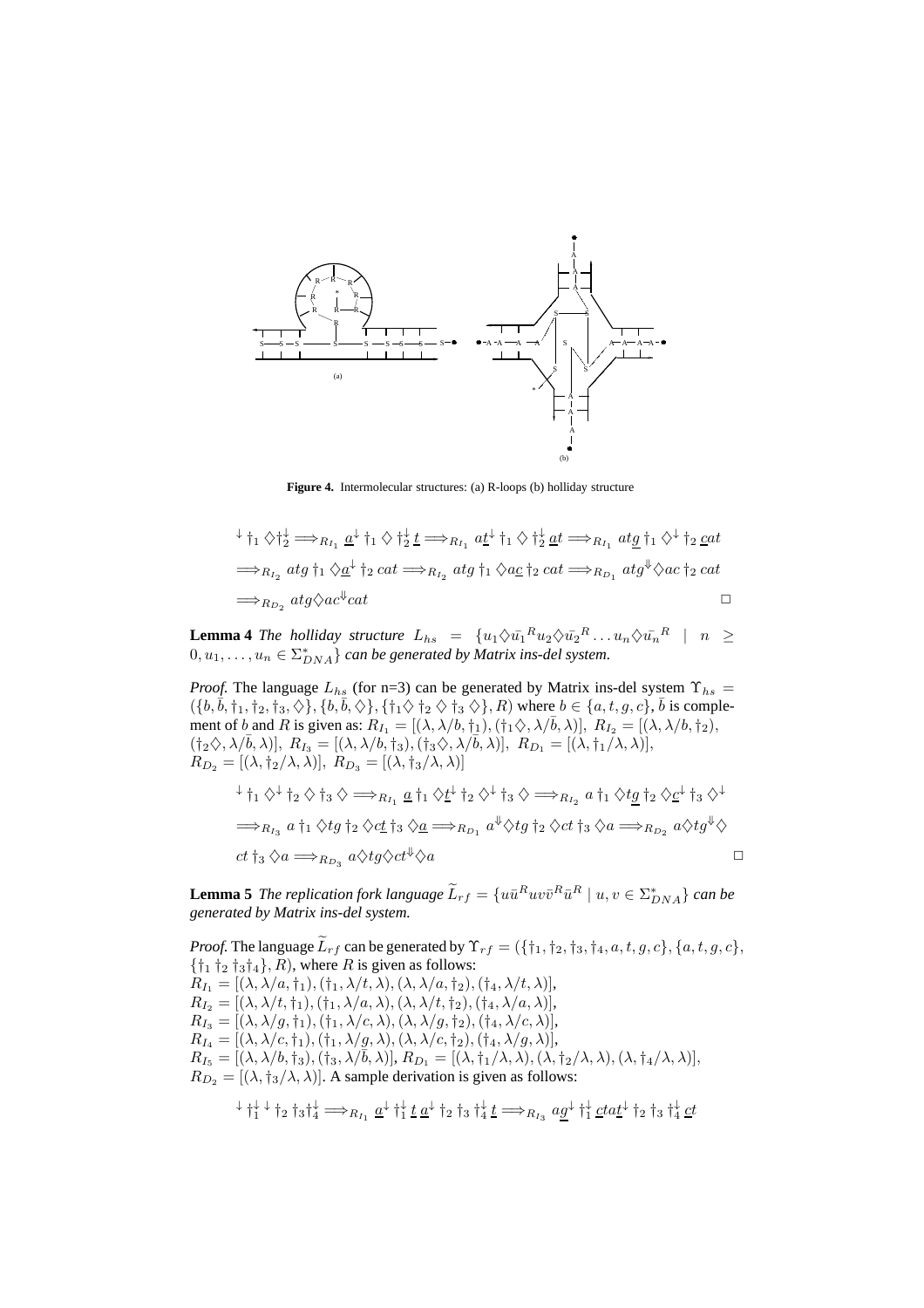**Figure 4.** Intermolecular structures: (a) R-loops (b) holliday structure

$$\downarrow \dagger_1 \diamondsuit \dagger_2^{\downarrow} \Longrightarrow_{R_{I_1}} \underline{a}^{\downarrow} \dagger_1 \diamondsuit \dagger_2^{\downarrow} \underline{t} \Longrightarrow_{R_{I_1}} a\underline{t}^{\downarrow} \dagger_1 \diamondsuit \dagger_2^{\downarrow} \underline{a}t \Longrightarrow_{R_{I_1}} at\underline{g} \dagger_1 \diamondsuit^{\downarrow} \dagger_2 \underline{c}at$$

$$\Longrightarrow_{R_{I_2}} atg \dagger_1 \diamondsuit \underline{a}^{\downarrow} \dagger_2 cat \Longrightarrow_{R_{I_2}} atg \dagger_1 \diamondsuit a\underline{c} \dagger_2 cat \Longrightarrow_{R_{D_1}} atg^{\Downarrow} \diamondsuit ac \dagger_2 cat$$

$$\Longrightarrow_{R_{D_2}} atg \diamondsuit ac^{\Downarrow} cat \qquad \square$$

**Lemma 4** *The holliday structure $L_{hs} = \{u_1 \diamondsuit \bar{u_1}^R u_2 \diamondsuit \bar{u_2}^R \ldots u_n \diamondsuit \bar{u_n}^R \mid n \geq 0, u_1, \ldots, u_n \in \Sigma_{DNA}^*\}$ can be generated by Matrix ins-del system.*

*Proof.* The language $L_{hs}$ (for n=3) can be generated by Matrix ins-del system $\Upsilon_{hs} = (\{b, \bar{b}, \dagger_1, \dagger_2, \dagger_3, \diamondsuit\}, \{b, \bar{b}, \diamondsuit\}, \{\dagger_1 \diamondsuit \dagger_2 \diamondsuit \dagger_3 \diamondsuit\}, R)$ where $b \in \{a, t, g, c\}$, $\bar{b}$ is complement of $b$ and $R$ is given as: $R_{I_1} = [(\lambda, \lambda/b, \dagger_1), (\dagger_1 \diamondsuit, \lambda/\bar{b}, \lambda)]$, $R_{I_2} = [(\lambda, \lambda/b, \dagger_2),$ $(\dagger_2 \diamondsuit, \lambda/\bar{b}, \lambda)]$, $R_{I_3} = [(\lambda, \lambda/b, \dagger_3), (\dagger_3 \diamondsuit, \lambda/\bar{b}, \lambda)]$, $R_{D_1} = [(\lambda, \dagger_1/\lambda, \lambda)]$, $R_{D_2} = [(\lambda, \dagger_2/\lambda, \lambda)]$, $R_{D_3} = [(\lambda, \dagger_3/\lambda, \lambda)]$

$$\downarrow \dagger_1 \diamondsuit^{\downarrow} \dagger_2 \diamondsuit \dagger_3 \diamondsuit \Longrightarrow_{R_{I_1}} \underline{a} \dagger_1 \diamondsuit \underline{t}^{\downarrow} \dagger_2 \diamondsuit^{\downarrow} \dagger_3 \diamondsuit \Longrightarrow_{R_{I_2}} a \dagger_1 \diamondsuit t\underline{g} \dagger_2 \diamondsuit \underline{c}^{\downarrow} \dagger_3 \diamondsuit^{\downarrow}$$

$$\Longrightarrow_{R_{I_3}} a \dagger_1 \diamondsuit tg \dagger_2 \diamondsuit c\underline{t} \dagger_3 \diamondsuit \underline{a} \Longrightarrow_{R_{D_1}} a^{\Downarrow} \diamondsuit tg \dagger_2 \diamondsuit ct \dagger_3 \diamondsuit a \Longrightarrow_{R_{D_2}} a \diamondsuit tg^{\Downarrow} \diamondsuit$$

$$ct \dagger_3 \diamondsuit a \Longrightarrow_{R_{D_3}} a \diamondsuit tg \diamondsuit ct^{\Downarrow} \diamondsuit a \qquad \square$$

**Lemma 5** *The replication fork language $\widetilde{L}_{rf} = \{u\bar{u}^R uv\bar{v}^R \bar{u}^R \mid u, v \in \Sigma_{DNA}^*\}$ can be generated by Matrix ins-del system.*

*Proof.* The language $\widetilde{L}_{rf}$ can be generated by $\Upsilon_{rf} = (\{\dagger_1, \dagger_2, \dagger_3, \dagger_4, a, t, g, c\}, \{a, t, g, c\},$ $\{\dagger_1 \dagger_2 \dagger_3 \dagger_4\}, R)$, where $R$ is given as follows:
$R_{I_1} = [(\lambda, \lambda/a, \dagger_1), (\dagger_1, \lambda/t, \lambda), (\lambda, \lambda/a, \dagger_2), (\dagger_4, \lambda/t, \lambda)]$,
$R_{I_2} = [(\lambda, \lambda/t, \dagger_1), (\dagger_1, \lambda/a, \lambda), (\lambda, \lambda/t, \dagger_2), (\dagger_4, \lambda/a, \lambda)]$,
$R_{I_3} = [(\lambda, \lambda/g, \dagger_1), (\dagger_1, \lambda/c, \lambda), (\lambda, \lambda/g, \dagger_2), (\dagger_4, \lambda/c, \lambda)]$,
$R_{I_4} = [(\lambda, \lambda/c, \dagger_1), (\dagger_1, \lambda/g, \lambda), (\lambda, \lambda/c, \dagger_2), (\dagger_4, \lambda/g, \lambda)]$,
$R_{I_5} = [(\lambda, \lambda/b, \dagger_3), (\dagger_3, \lambda/\bar{b}, \lambda)]$, $R_{D_1} = [(\lambda, \dagger_1/\lambda, \lambda), (\lambda, \dagger_2/\lambda, \lambda), (\lambda, \dagger_4/\lambda, \lambda)]$,
$R_{D_2} = [(\lambda, \dagger_3/\lambda, \lambda)]$. A sample derivation is given as follows:

$$\downarrow \dagger_1^{\downarrow} \downarrow \dagger_2 \dagger_3 \dagger_4^{\downarrow} \Longrightarrow_{R_{I_1}} \underline{a}^{\downarrow} \dagger_1^{\downarrow} \underline{t}\, \underline{a}^{\downarrow} \dagger_2 \dagger_3 \dagger_4^{\downarrow} \underline{t} \Longrightarrow_{R_{I_3}} a\underline{g}^{\downarrow} \dagger_1^{\downarrow} \underline{c}ta\underline{t}^{\downarrow} \dagger_2 \dagger_3 \dagger_4^{\downarrow} \underline{c}t$$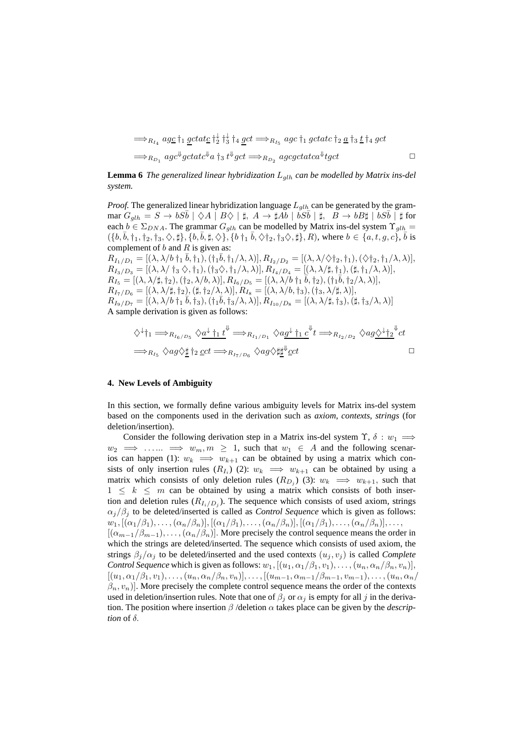$$\Longrightarrow_{R_{I_4}} ag\underline{c} \dagger_1 \underline{g}ctat\underline{c} \dagger_2^{\downarrow} \dagger_3^{\downarrow} \dagger_4 \underline{g}ct \Longrightarrow_{R_{I_5}} agc \dagger_1 gctatc \dagger_2 \underline{a} \dagger_3 \underline{t} \dagger_4 gct$$

$$\Longrightarrow_{R_{D_1}} agc^{\Downarrow}gctatc^{\Downarrow}a \dagger_3 t^{\Downarrow}gct \Longrightarrow_{R_{D_2}} agcgctatca^{\Downarrow}tgct \qquad \square$$

**Lemma 6** *The generalized linear hybridization $L_{glh}$ can be modelled by Matrix ins-del system.*

*Proof.* The generalized linear hybridization language $L_{glh}$ can be generated by the grammar $G_{glh} = S \rightarrow bS\bar{b} \mid \Diamond A \mid B\Diamond \mid \sharp,\ A \rightarrow \sharp Ab \mid bS\bar{b} \mid \sharp,\ \ B \rightarrow bB\sharp \mid bS\bar{b} \mid \sharp$ for each $b \in \Sigma_{DNA}$. The grammar $G_{glh}$ can be modelled by Matrix ins-del system $\Upsilon_{glh} = (\{b, \bar{b}, \dagger_1, \dagger_2, \dagger_3, \Diamond, \sharp\}, \{b, \bar{b}, \sharp, \Diamond\}, \{b \dagger_1 \bar{b}, \Diamond\dagger_2, \dagger_3\Diamond, \sharp\}, R)$, where $b \in \{a, t, g, c\}$, $\bar{b}$ is complement of $b$ and $R$ is given as:
$R_{I_1/D_1} = [(\lambda, \lambda/b \dagger_1 \bar{b}, \dagger_1), (\dagger_1\bar{b}, \dagger_1/\lambda, \lambda)], R_{I_2/D_2} = [(\lambda, \lambda/\Diamond\dagger_2, \dagger_1), (\Diamond\dagger_2, \dagger_1/\lambda, \lambda)]$,
$R_{I_3/D_3} = [(\lambda, \lambda/\dagger_3 \Diamond, \dagger_1), (\dagger_3\Diamond, \dagger_1/\lambda, \lambda)], R_{I_4/D_4} = [(\lambda, \lambda/\sharp, \dagger_1), (\sharp, \dagger_1/\lambda, \lambda)]$,
$R_{I_5} = [(\lambda, \lambda/\sharp, \dagger_2), (\dagger_2, \lambda/b, \lambda)], R_{I_6/D_5} = [(\lambda, \lambda/b \dagger_1 \bar{b}, \dagger_2), (\dagger_1\bar{b}, \dagger_2/\lambda, \lambda)]$,
$R_{I_7/D_6} = [(\lambda, \lambda/\sharp, \dagger_2), (\sharp, \dagger_2/\lambda, \lambda)], R_{I_8} = [(\lambda, \lambda/b, \dagger_3), (\dagger_3, \lambda/\sharp, \lambda)]$,
$R_{I_9/D_7} = [(\lambda, \lambda/b \dagger_1 \bar{b}, \dagger_3), (\dagger_1\bar{b}, \dagger_3/\lambda, \lambda)], R_{I_{10}/D_8} = [(\lambda, \lambda/\sharp, \dagger_3), (\sharp, \dagger_3/\lambda, \lambda)]$
A sample derivation is given as follows:

$$\Diamond^{\downarrow}\dagger_1 \Longrightarrow_{R_{I_6/D_5}} \Diamond\underline{a^{\downarrow} \dagger_1 t}^{\Downarrow} \Longrightarrow_{R_{I_1/D_1}} \Diamond a\underline{g^{\downarrow} \dagger_1 c}^{\Downarrow}t \Longrightarrow_{R_{I_2/D_2}} \Diamond ag\underline{\Diamond^{\downarrow}\dagger_2}^{\Downarrow}ct$$

$$\Longrightarrow_{R_{I_5}} \Diamond ag\Diamond\underline{\sharp} \dagger_2 \underline{c}ct \Longrightarrow_{R_{I_7/D_6}} \Diamond ag\Diamond\sharp\underline{\sharp}^{\Downarrow}\underline{c}ct \qquad \square$$

## 4. New Levels of Ambiguity

In this section, we formally define various ambiguity levels for Matrix ins-del system based on the components used in the derivation such as *axiom*, *contexts*, *strings* (for deletion/insertion).

Consider the following derivation step in a Matrix ins-del system $\Upsilon$, $\delta : w_1 \Longrightarrow w_2 \Longrightarrow \ldots\ldots \Longrightarrow w_m, m \geq 1$, such that $w_1 \in A$ and the following scenarios can happen (1): $w_k \Longrightarrow w_{k+1}$ can be obtained by using a matrix which consists of only insertion rules ($R_{I_i}$) (2): $w_k \Longrightarrow w_{k+1}$ can be obtained by using a matrix which consists of only deletion rules ($R_{D_j}$) (3): $w_k \Longrightarrow w_{k+1}$, such that $1 \leq k \leq m$ can be obtained by using a matrix which consists of both insertion and deletion rules ($R_{I_i/D_j}$). The sequence which consists of used axiom, strings $\alpha_j/\beta_j$ to be deleted/inserted is called as *Control Sequence* which is given as follows: $w_1, [(\alpha_1/\beta_1), \ldots, (\alpha_n/\beta_n)], [(\alpha_1/\beta_1), \ldots, (\alpha_n/\beta_n)], [(\alpha_1/\beta_1), \ldots, (\alpha_n/\beta_n)], \ldots,$ $[(\alpha_{m-1}/\beta_{m-1}), \ldots, (\alpha_n/\beta_n)]$. More precisely the control sequence means the order in which the strings are deleted/inserted. The sequence which consists of used axiom, the strings $\beta_j/\alpha_j$ to be deleted/inserted and the used contexts $(u_j, v_j)$ is called *Complete Control Sequence* which is given as follows: $w_1, [(u_1, \alpha_1/\beta_1, v_1), \ldots, (u_n, \alpha_n/\beta_n, v_n)],$ $[(u_1, \alpha_1/\beta_1, v_1), \ldots, (u_n, \alpha_n/\beta_n, v_n)], \ldots, [(u_{m-1}, \alpha_{m-1}/\beta_{m-1}, v_{m-1}), \ldots, (u_n, \alpha_n/\beta_n, v_n)]$. More precisely the complete control sequence means the order of the contexts used in deletion/insertion rules. Note that one of $\beta_j$ or $\alpha_j$ is empty for all $j$ in the derivation. The position where insertion $\beta$ /deletion $\alpha$ takes place can be given by the *description* of $\delta$.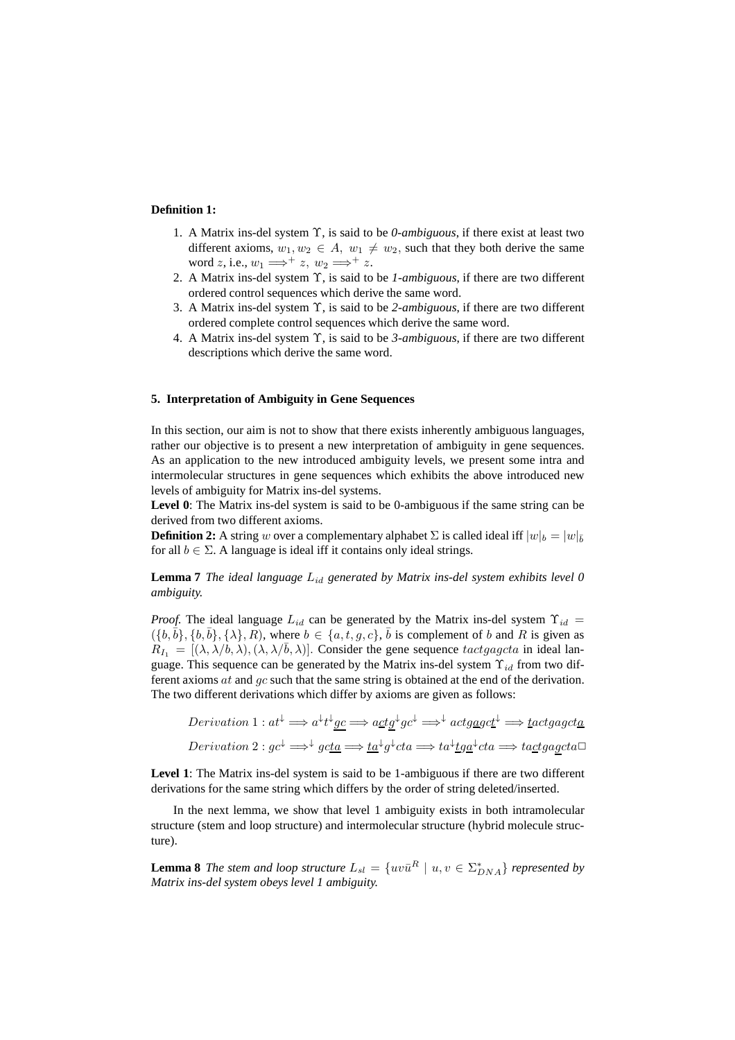**Definition 1:**

1. A Matrix ins-del system $\Upsilon$, is said to be *0-ambiguous*, if there exist at least two different axioms, $w_1, w_2 \in A,\ w_1 \neq w_2$, such that they both derive the same word $z$, i.e., $w_1 \Longrightarrow^+ z,\ w_2 \Longrightarrow^+ z$.
2. A Matrix ins-del system $\Upsilon$, is said to be *1-ambiguous*, if there are two different ordered control sequences which derive the same word.
3. A Matrix ins-del system $\Upsilon$, is said to be *2-ambiguous*, if there are two different ordered complete control sequences which derive the same word.
4. A Matrix ins-del system $\Upsilon$, is said to be *3-ambiguous*, if there are two different descriptions which derive the same word.

## 5. Interpretation of Ambiguity in Gene Sequences

In this section, our aim is not to show that there exists inherently ambiguous languages, rather our objective is to present a new interpretation of ambiguity in gene sequences. As an application to the new introduced ambiguity levels, we present some intra and intermolecular structures in gene sequences which exhibits the above introduced new levels of ambiguity for Matrix ins-del systems.

**Level 0**: The Matrix ins-del system is said to be 0-ambiguous if the same string can be derived from two different axioms.

**Definition 2:** A string $w$ over a complementary alphabet $\Sigma$ is called ideal iff $|w|_b = |w|_{\bar{b}}$ for all $b \in \Sigma$. A language is ideal iff it contains only ideal strings.

**Lemma 7** *The ideal language $L_{id}$ generated by Matrix ins-del system exhibits level 0 ambiguity.*

*Proof.* The ideal language $L_{id}$ can be generated by the Matrix ins-del system $\Upsilon_{id} = (\{b, \bar{b}\}, \{b, \bar{b}\}, \{\lambda\}, R)$, where $b \in \{a, t, g, c\}$, $\bar{b}$ is complement of $b$ and $R$ is given as $R_{I_1} = [(\lambda, \lambda/b, \lambda), (\lambda, \lambda/\bar{b}, \lambda)]$. Consider the gene sequence $tactgagcta$ in ideal language. This sequence can be generated by the Matrix ins-del system $\Upsilon_{id}$ from two different axioms $at$ and $gc$ such that the same string is obtained at the end of the derivation. The two different derivations which differ by axioms are given as follows:

$$Derivation\ 1 : at^{\downarrow} \Longrightarrow a^{\downarrow}t^{\downarrow}\underline{gc} \Longrightarrow a\underline{c}t\underline{g}^{\downarrow}gc^{\downarrow} \Longrightarrow^{\downarrow} actg\underline{a}gc\underline{t}^{\downarrow} \Longrightarrow \underline{t}actgagct\underline{a}$$

$$Derivation\ 2 : gc^{\downarrow} \Longrightarrow^{\downarrow} gc\underline{ta} \Longrightarrow \underline{ta}^{\downarrow}g^{\downarrow}cta \Longrightarrow ta^{\downarrow}\underline{t}g\underline{a}^{\downarrow}cta \Longrightarrow ta\underline{c}tga\underline{g}cta\Box$$

**Level 1**: The Matrix ins-del system is said to be 1-ambiguous if there are two different derivations for the same string which differs by the order of string deleted/inserted.

In the next lemma, we show that level 1 ambiguity exists in both intramolecular structure (stem and loop structure) and intermolecular structure (hybrid molecule structure).

**Lemma 8** *The stem and loop structure $L_{sl} = \{uv\bar{u}^R \mid u, v \in \Sigma^*_{DNA}\}$ represented by Matrix ins-del system obeys level 1 ambiguity.*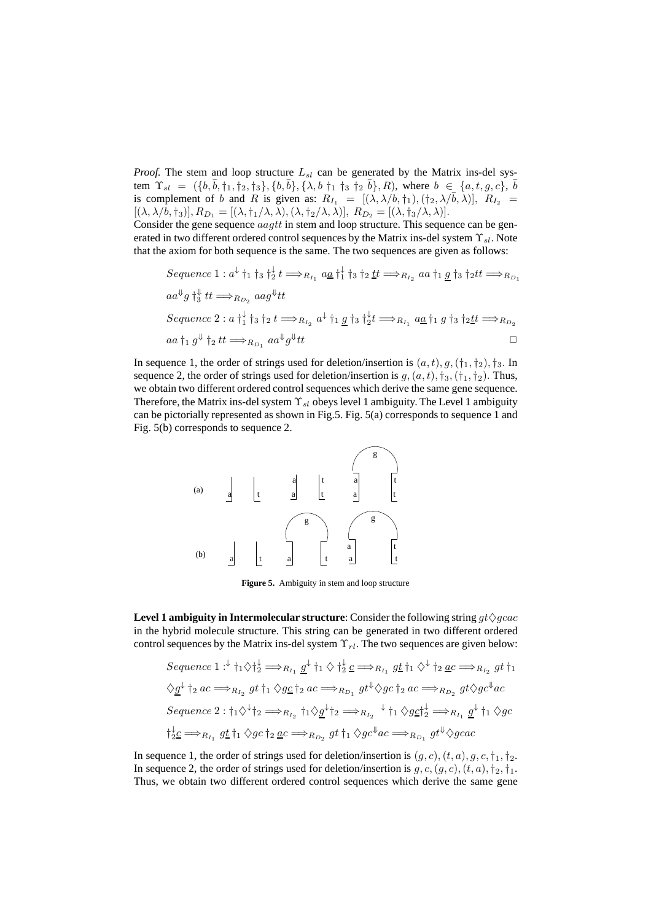*Proof.* The stem and loop structure $L_{sl}$ can be generated by the Matrix ins-del system $\Upsilon_{sl} = (\{b, \bar{b}, \dagger_1, \dagger_2, \dagger_3\}, \{b, \bar{b}\}, \{\lambda, b \dagger_1 \dagger_3 \dagger_2 \bar{b}\}, R)$, where $b \in \{a, t, g, c\}$, $\bar{b}$ is complement of $b$ and $R$ is given as: $R_{I_1} = [(\lambda, \lambda/b, \dagger_1), (\dagger_2, \lambda/\bar{b}, \lambda)]$, $R_{I_2} = [(\lambda, \lambda/b, \dagger_3)], R_{D_1} = [(\lambda, \dagger_1/\lambda, \lambda), (\lambda, \dagger_2/\lambda, \lambda)]$, $R_{D_2} = [(\lambda, \dagger_3/\lambda, \lambda)]$.

Consider the gene sequence $aagtt$ in stem and loop structure. This sequence can be generated in two different ordered control sequences by the Matrix ins-del system $\Upsilon_{sl}$. Note that the axiom for both sequence is the same. The two sequences are given as follows:

$$Sequence\ 1 : a^{\downarrow} \dagger_1 \dagger_3 \dagger_2^{\downarrow}\, t \Longrightarrow_{R_{I_1}} a\underline{a} \dagger_1^{\downarrow} \dagger_3 \dagger_2 \underline{t}t \Longrightarrow_{R_{I_2}} aa \dagger_1 \underline{g} \dagger_3 \dagger_2 tt \Longrightarrow_{R_{D_1}}$$

$$aa^{\Downarrow} g \dagger_3^{\Downarrow}\, tt \Longrightarrow_{R_{D_2}} aag^{\Downarrow} tt$$

$$Sequence\ 2 : a \dagger_1^{\downarrow} \dagger_3 \dagger_2\, t \Longrightarrow_{R_{I_2}} a^{\downarrow} \dagger_1 \underline{g} \dagger_3 \dagger_2^{\downarrow} t \Longrightarrow_{R_{I_1}} a\underline{a} \dagger_1 g \dagger_3 \dagger_2 \underline{t}t \Longrightarrow_{R_{D_2}}$$

$$aa \dagger_1 g^{\Downarrow} \dagger_2\, tt \Longrightarrow_{R_{D_1}} aa^{\Downarrow} g^{\Downarrow} tt$$

□

In sequence 1, the order of strings used for deletion/insertion is $(a, t), g, (\dagger_1, \dagger_2), \dagger_3$. In sequence 2, the order of strings used for deletion/insertion is $g, (a, t), \dagger_3, (\dagger_1, \dagger_2)$. Thus, we obtain two different ordered control sequences which derive the same gene sequence. Therefore, the Matrix ins-del system $\Upsilon_{sl}$ obeys level 1 ambiguity. The Level 1 ambiguity can be pictorially represented as shown in Fig.5. Fig. 5(a) corresponds to sequence 1 and Fig. 5(b) corresponds to sequence 2.

**Figure 5.** Ambiguity in stem and loop structure

**Level 1 ambiguity in Intermolecular structure**: Consider the following string $gt\diamondsuit gcac$ in the hybrid molecule structure. This string can be generated in two different ordered control sequences by the Matrix ins-del system $\Upsilon_{rl}$. The two sequences are given below:

$$Sequence\ 1 :^{\downarrow} \dagger_1 \diamondsuit \dagger_2^{\downarrow} \Longrightarrow_{R_{I_1}} \underline{g}^{\downarrow} \dagger_1 \diamondsuit \dagger_2^{\downarrow} \underline{c} \Longrightarrow_{R_{I_1}} g\underline{t} \dagger_1 \diamondsuit^{\downarrow} \dagger_2 \underline{a}c \Longrightarrow_{R_{I_2}} gt \dagger_1$$

$$\diamondsuit \underline{g}^{\downarrow} \dagger_2\, ac \Longrightarrow_{R_{I_2}} gt \dagger_1 \diamondsuit g\underline{c} \dagger_2\, ac \Longrightarrow_{R_{D_1}} gt^{\Downarrow} \diamondsuit gc \dagger_2\, ac \Longrightarrow_{R_{D_2}} gt \diamondsuit gc^{\Downarrow} ac$$

$$Sequence\ 2 : \dagger_1 \diamondsuit^{\downarrow} \dagger_2 \Longrightarrow_{R_{I_2}} \dagger_1 \diamondsuit \underline{g}^{\downarrow} \dagger_2 \Longrightarrow_{R_{I_2}} {}^{\downarrow} \dagger_1 \diamondsuit g\underline{c} \dagger_2^{\downarrow} \Longrightarrow_{R_{I_1}} \underline{g}^{\downarrow} \dagger_1 \diamondsuit gc$$

$$\dagger_2^{\downarrow} \underline{c} \Longrightarrow_{R_{I_1}} g\underline{t} \dagger_1 \diamondsuit gc \dagger_2\, \underline{a}c \Longrightarrow_{R_{D_2}} gt \dagger_1 \diamondsuit gc^{\Downarrow} ac \Longrightarrow_{R_{D_1}} gt^{\Downarrow} \diamondsuit gcac$$

In sequence 1, the order of strings used for deletion/insertion is $(g, c), (t, a), g, c, \dagger_1, \dagger_2$. In sequence 2, the order of strings used for deletion/insertion is $g, c, (g, c), (t, a), \dagger_2, \dagger_1$. Thus, we obtain two different ordered control sequences which derive the same gene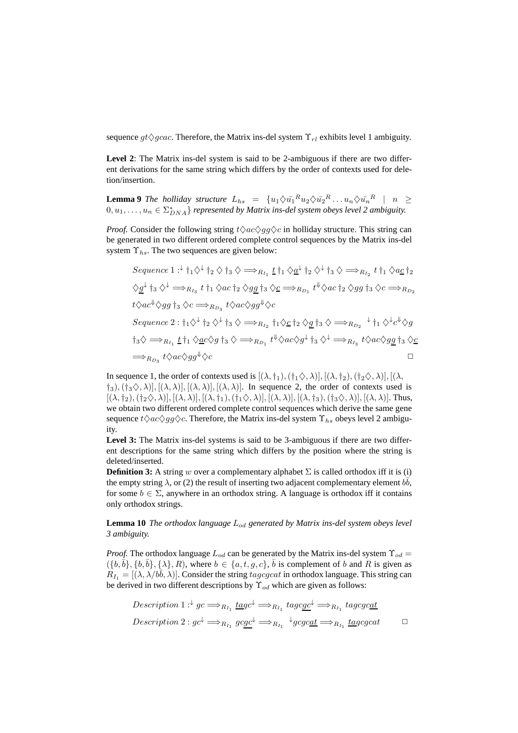sequence $gt\diamondsuit gcac$. Therefore, the Matrix ins-del system $\Upsilon_{rl}$ exhibits level 1 ambiguity.

**Level 2**: The Matrix ins-del system is said to be 2-ambiguous if there are two different derivations for the same string which differs by the order of contexts used for deletion/insertion.

**Lemma 9** *The holliday structure $L_{hs} = \{u_1\diamondsuit\bar{u_1}^R u_2\diamondsuit\bar{u_2}^R \ldots u_n\diamondsuit\bar{u_n}^R \mid n \geq 0, u_1,\ldots,u_n \in \Sigma^*_{DNA}\}$ represented by Matrix ins-del system obeys level 2 ambiguity.*

*Proof.* Consider the following string $t\diamondsuit ac\diamondsuit gg\diamondsuit c$ in holliday structure. This string can be generated in two different ordered complete control sequences by the Matrix ins-del system $\Upsilon_{hs}$. The two sequences are given below:

$$Sequence\ 1 :^{\downarrow} \dagger_1\diamondsuit^{\downarrow} \dagger_2 \diamondsuit \dagger_3 \diamondsuit \Longrightarrow_{R_{I_1}} \underline{t}\,\dagger_1 \diamondsuit\underline{a}^{\downarrow} \dagger_2 \diamondsuit^{\downarrow} \dagger_3 \diamondsuit \Longrightarrow_{R_{I_2}} t\,\dagger_1 \diamondsuit a\underline{c}\,\dagger_2$$
$$\diamondsuit\underline{g}^{\downarrow} \dagger_3 \diamondsuit^{\downarrow} \Longrightarrow_{R_{I_3}} t\,\dagger_1 \diamondsuit ac\,\dagger_2 \diamondsuit g\underline{g}\,\dagger_3 \diamondsuit\underline{c} \Longrightarrow_{R_{D_1}} t^{\Downarrow}\diamondsuit ac\,\dagger_2 \diamondsuit gg\,\dagger_3 \diamondsuit c \Longrightarrow_{R_{D_2}}$$
$$t\diamondsuit ac^{\Downarrow}\diamondsuit gg\,\dagger_3 \diamondsuit c \Longrightarrow_{R_{D_3}} t\diamondsuit ac\diamondsuit gg^{\Downarrow}\diamondsuit c$$
$$Sequence\ 2 : \dagger_1\diamondsuit^{\downarrow} \dagger_2 \diamondsuit^{\downarrow} \dagger_3 \diamondsuit \Longrightarrow_{R_{I_2}} \dagger_1\diamondsuit\underline{c}\,\dagger_2 \diamondsuit\underline{g}\,\dagger_3 \diamondsuit \Longrightarrow_{R_{D_2}} {}^{\downarrow} \dagger_1 \diamondsuit^{\downarrow}c^{\Downarrow}\diamondsuit g$$
$$\dagger_3\diamondsuit \Longrightarrow_{R_{I_1}} \underline{t}\,\dagger_1 \diamondsuit\underline{a}c\diamondsuit g\,\dagger_3 \diamondsuit \Longrightarrow_{R_{D_1}} t^{\Downarrow}\diamondsuit ac\diamondsuit g^{\downarrow} \dagger_3 \diamondsuit^{\downarrow} \Longrightarrow_{R_{I_3}} t\diamondsuit ac\diamondsuit g\underline{g}\,\dagger_3 \diamondsuit\underline{c}$$
$$\Longrightarrow_{R_{D_3}} t\diamondsuit ac\diamondsuit gg^{\Downarrow}\diamondsuit c \qquad \square$$

In sequence 1, the order of contexts used is $[(\lambda,\dagger_1),(\dagger_1\diamondsuit,\lambda)],[(\lambda,\dagger_2),(\dagger_2\diamondsuit,\lambda)],[(\lambda,\dagger_3),(\dagger_3\diamondsuit,\lambda)],[(\lambda,\lambda)],[(\lambda,\lambda)],[(\lambda,\lambda)]$. In sequence 2, the order of contexts used is $[(\lambda,\dagger_2),(\dagger_2\diamondsuit,\lambda)],[(\lambda,\lambda)],[(\lambda,\dagger_1),(\dagger_1\diamondsuit,\lambda)],[(\lambda,\lambda)],[(\lambda,\dagger_3),(\dagger_3\diamondsuit,\lambda)],[(\lambda,\lambda)]$. Thus, we obtain two different ordered complete control sequences which derive the same gene sequence $t\diamondsuit ac\diamondsuit gg\diamondsuit c$. Therefore, the Matrix ins-del system $\Upsilon_{hs}$ obeys level 2 ambiguity.

**Level 3:** The Matrix ins-del systems is said to be 3-ambiguous if there are two different descriptions for the same string which differs by the position where the string is deleted/inserted.

**Definition 3:** A string $w$ over a complementary alphabet $\Sigma$ is called orthodox iff it is (i) the empty string $\lambda$, or (2) the result of inserting two adjacent complementary element $b\bar{b}$, for some $b \in \Sigma$, anywhere in an orthodox string. A language is orthodox iff it contains only orthodox strings.

**Lemma 10** *The orthodox language $L_{od}$ generated by Matrix ins-del system obeys level 3 ambiguity.*

*Proof.* The orthodox language $L_{od}$ can be generated by the Matrix ins-del system $\Upsilon_{od} = (\{b,\bar{b}\},\{b,\bar{b}\},\{\lambda\},R)$, where $b \in \{a,t,g,c\}$, $\bar{b}$ is complement of $b$ and $R$ is given as $R_{I_1} = [(\lambda,\lambda/b\bar{b},\lambda)]$. Consider the string $tagcgcat$ in orthodox language. This string can be derived in two different descriptions by $\Upsilon_{od}$ which are given as follows:

$$Description\ 1 :^{\downarrow} gc \Longrightarrow_{R_{I_1}} \underline{ta}gc^{\downarrow} \Longrightarrow_{R_{I_1}} tagc\underline{gc}^{\downarrow} \Longrightarrow_{R_{I_1}} tagcgc\underline{at}$$
$$Description\ 2 : gc^{\downarrow} \Longrightarrow_{R_{I_1}} gc\underline{gc}^{\downarrow} \Longrightarrow_{R_{I_1}} {}^{\downarrow}gcgc\underline{at} \Longrightarrow_{R_{I_1}} \underline{ta}gcgcat \qquad \square$$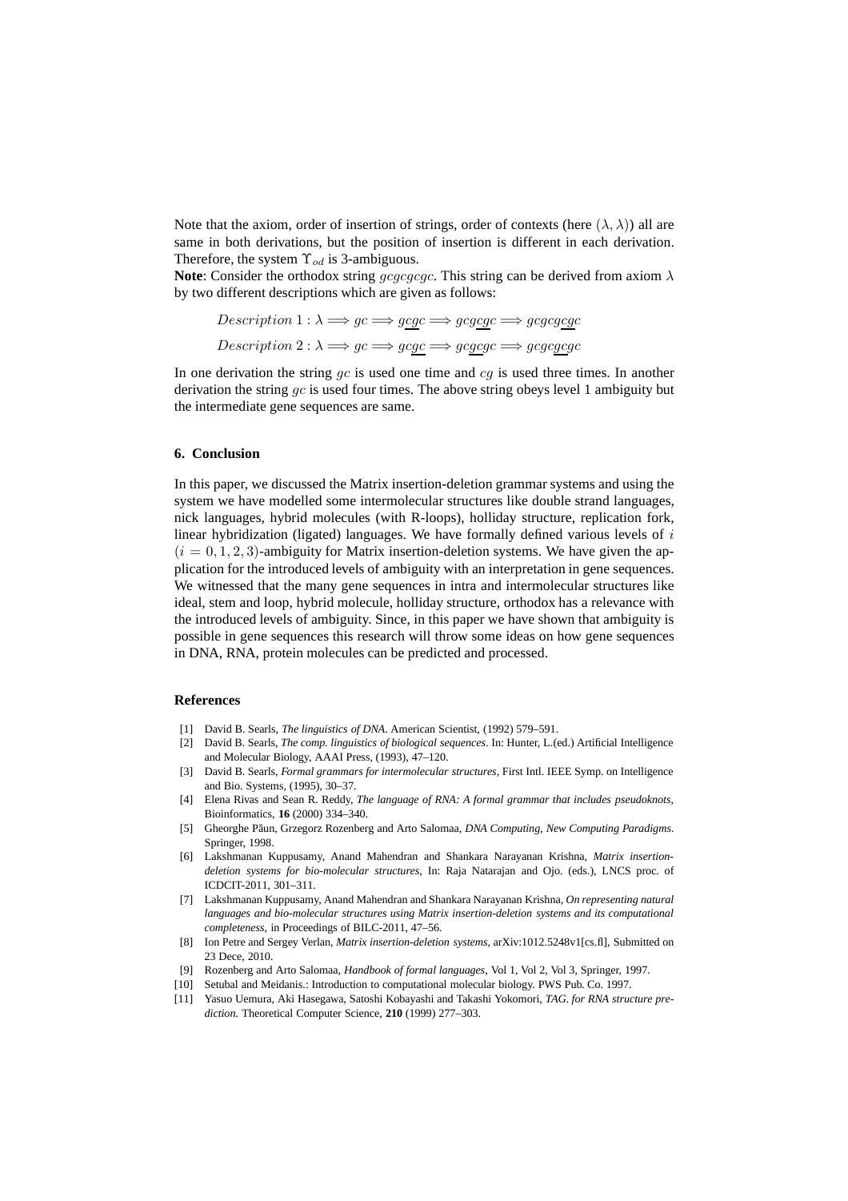Note that the axiom, order of insertion of strings, order of contexts (here $(\lambda, \lambda)$) all are same in both derivations, but the position of insertion is different in each derivation. Therefore, the system $\Upsilon_{od}$ is 3-ambiguous.

**Note**: Consider the orthodox string $gcgcgcgc$. This string can be derived from axiom $\lambda$ by two different descriptions which are given as follows:

$$Description\ 1 : \lambda \Longrightarrow gc \Longrightarrow g\underline{cg}c \Longrightarrow gcg\underline{cg}c \Longrightarrow gcgcg\underline{cg}c$$

$$Description\ 2 : \lambda \Longrightarrow gc \Longrightarrow gc\underline{gc} \Longrightarrow gc\underline{gc}gc \Longrightarrow gcgc\underline{gc}gc$$

In one derivation the string $gc$ is used one time and $cg$ is used three times. In another derivation the string $gc$ is used four times. The above string obeys level 1 ambiguity but the intermediate gene sequences are same.

## 6. Conclusion

In this paper, we discussed the Matrix insertion-deletion grammar systems and using the system we have modelled some intermolecular structures like double strand languages, nick languages, hybrid molecules (with R-loops), holliday structure, replication fork, linear hybridization (ligated) languages. We have formally defined various levels of $i$ $(i = 0, 1, 2, 3)$-ambiguity for Matrix insertion-deletion systems. We have given the application for the introduced levels of ambiguity with an interpretation in gene sequences. We witnessed that the many gene sequences in intra and intermolecular structures like ideal, stem and loop, hybrid molecule, holliday structure, orthodox has a relevance with the introduced levels of ambiguity. Since, in this paper we have shown that ambiguity is possible in gene sequences this research will throw some ideas on how gene sequences in DNA, RNA, protein molecules can be predicted and processed.

## References

[1] David B. Searls, *The linguistics of DNA*. American Scientist, (1992) 579–591.

[2] David B. Searls, *The comp. linguistics of biological sequences*. In: Hunter, L.(ed.) Artificial Intelligence and Molecular Biology, AAAI Press, (1993), 47–120.

[3] David B. Searls, *Formal grammars for intermolecular structures*, First Intl. IEEE Symp. on Intelligence and Bio. Systems, (1995), 30–37.

[4] Elena Rivas and Sean R. Reddy, *The language of RNA: A formal grammar that includes pseudoknots*, Bioinformatics, **16** (2000) 334–340.

[5] Gheorghe Păun, Grzegorz Rozenberg and Arto Salomaa, *DNA Computing, New Computing Paradigms*. Springer, 1998.

[6] Lakshmanan Kuppusamy, Anand Mahendran and Shankara Narayanan Krishna, *Matrix insertion-deletion systems for bio-molecular structures*, In: Raja Natarajan and Ojo. (eds.), LNCS proc. of ICDCIT-2011, 301–311.

[7] Lakshmanan Kuppusamy, Anand Mahendran and Shankara Narayanan Krishna, *On representing natural languages and bio-molecular structures using Matrix insertion-deletion systems and its computational completeness*, in Proceedings of BILC-2011, 47–56.

[8] Ion Petre and Sergey Verlan, *Matrix insertion-deletion systems*, arXiv:1012.5248v1[cs.fl], Submitted on 23 Dece, 2010.

[9] Rozenberg and Arto Salomaa, *Handbook of formal languages*, Vol 1, Vol 2, Vol 3, Springer, 1997.

[10] Setubal and Meidanis.: Introduction to computational molecular biology. PWS Pub. Co. 1997.

[11] Yasuo Uemura, Aki Hasegawa, Satoshi Kobayashi and Takashi Yokomori, *TAG. for RNA structure prediction.* Theoretical Computer Science, **210** (1999) 277–303.